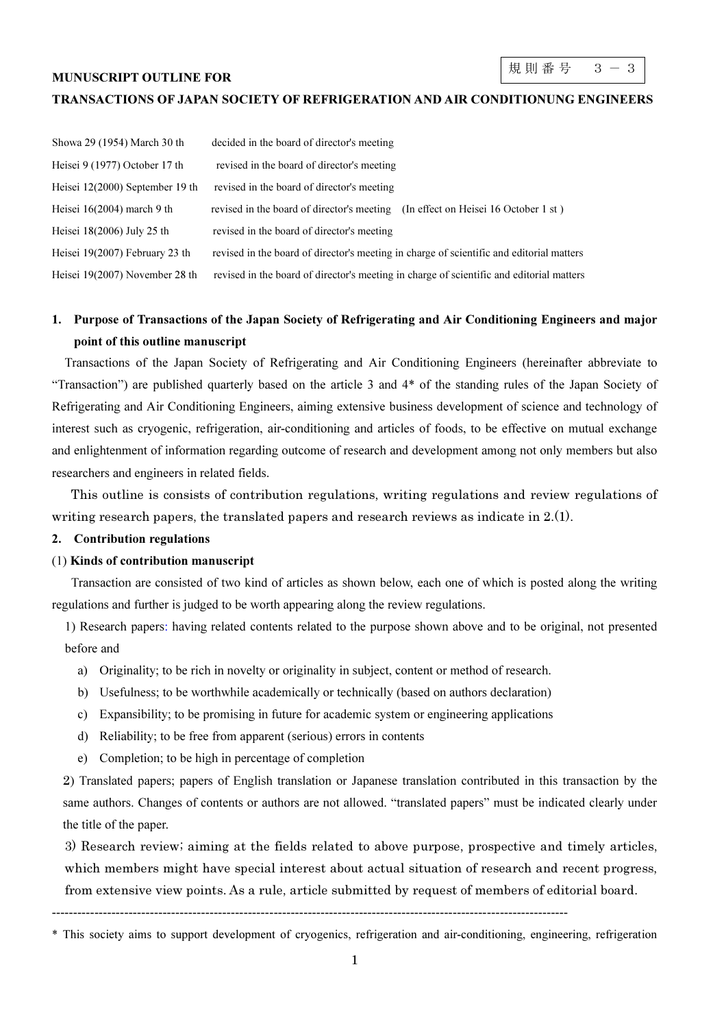規 則 番 号　３ － ３

**MUNUSCRIPT OUTLINE FOR**

**TRANSACTIONS OF JAPAN SOCIETY OF REFRIGERATION AND AIR CONDITIONUNG ENGINEERS**

| | |
|---|---|
| Showa 29 (1954) March 30 th | decided in the board of director's meeting |
| Heisei 9 (1977) October 17 th | revised in the board of director's meeting |
| Heisei 12(2000) September 19 th | revised in the board of director's meeting |
| Heisei 16(2004) march 9 th | revised in the board of director's meeting　(In effect on Heisei 16 October 1 st ) |
| Heisei 18(2006) July 25 th | revised in the board of director's meeting |
| Heisei 19(2007) February 23 th | revised in the board of director's meeting in charge of scientific and editorial matters |
| Heisei 19(2007) November 28 th | revised in the board of director's meeting in charge of scientific and editorial matters |

## 1. Purpose of Transactions of the Japan Society of Refrigerating and Air Conditioning Engineers and major point of this outline manuscript

Transactions of the Japan Society of Refrigerating and Air Conditioning Engineers (hereinafter abbreviate to "Transaction") are published quarterly based on the article 3 and 4* of the standing rules of the Japan Society of Refrigerating and Air Conditioning Engineers, aiming extensive business development of science and technology of interest such as cryogenic, refrigeration, air-conditioning and articles of foods, to be effective on mutual exchange and enlightenment of information regarding outcome of research and development among not only members but also researchers and engineers in related fields.

This outline is consists of contribution regulations, writing regulations and review regulations of writing research papers, the translated papers and research reviews as indicate in 2.(1).

## 2. Contribution regulations

### (1) Kinds of contribution manuscript

Transaction are consisted of two kind of articles as shown below, each one of which is posted along the writing regulations and further is judged to be worth appearing along the review regulations.

1) Research papers: having related contents related to the purpose shown above and to be original, not presented before and

a) Originality; to be rich in novelty or originality in subject, content or method of research.

b) Usefulness; to be worthwhile academically or technically (based on authors declaration)

c) Expansibility; to be promising in future for academic system or engineering applications

d) Reliability; to be free from apparent (serious) errors in contents

e) Completion; to be high in percentage of completion

2) Translated papers; papers of English translation or Japanese translation contributed in this transaction by the same authors. Changes of contents or authors are not allowed. "translated papers" must be indicated clearly under the title of the paper.

3) Research review; aiming at the fields related to above purpose, prospective and timely articles, which members might have special interest about actual situation of research and recent progress, from extensive view points. As a rule, article submitted by request of members of editorial board.

---

\* This society aims to support development of cryogenics, refrigeration and air-conditioning, engineering, refrigeration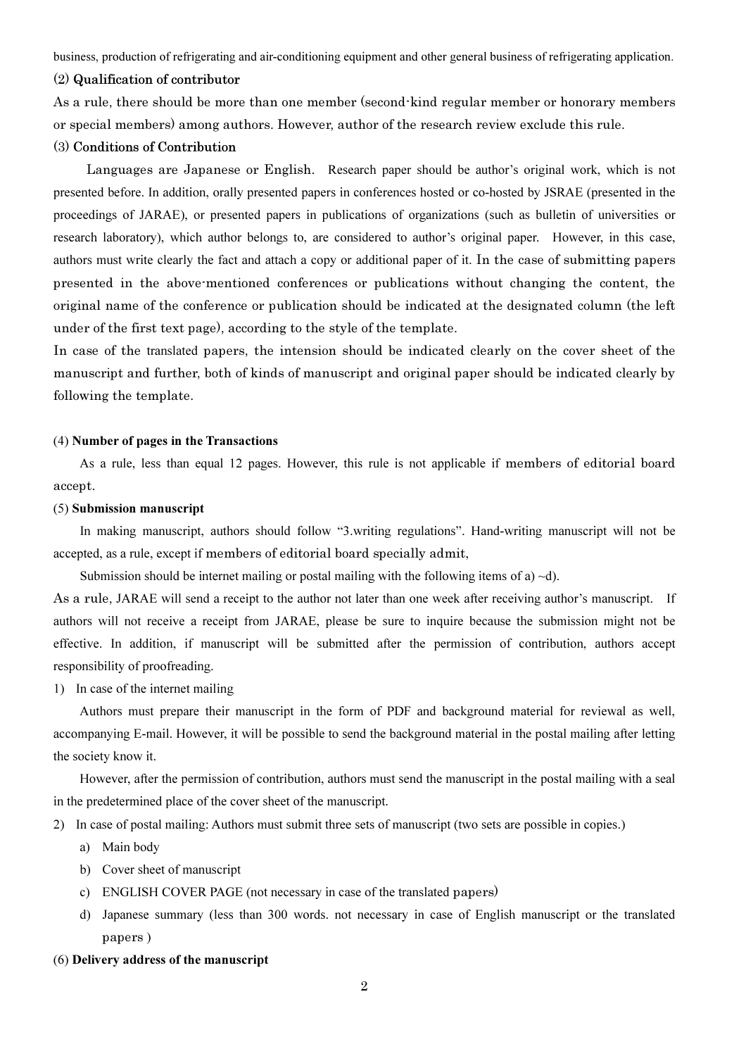business, production of refrigerating and air-conditioning equipment and other general business of refrigerating application.

### (2) Qualification of contributor

As a rule, there should be more than one member (second-kind regular member or honorary members or special members) among authors. However, author of the research review exclude this rule.

### (3) Conditions of Contribution

Languages are Japanese or English. Research paper should be author's original work, which is not presented before. In addition, orally presented papers in conferences hosted or co-hosted by JSRAE (presented in the proceedings of JARAE), or presented papers in publications of organizations (such as bulletin of universities or research laboratory), which author belongs to, are considered to author's original paper. However, in this case, authors must write clearly the fact and attach a copy or additional paper of it. In the case of submitting papers presented in the above-mentioned conferences or publications without changing the content, the original name of the conference or publication should be indicated at the designated column (the left under of the first text page), according to the style of the template.

In case of the translated papers, the intension should be indicated clearly on the cover sheet of the manuscript and further, both of kinds of manuscript and original paper should be indicated clearly by following the template.

### (4) Number of pages in the Transactions

As a rule, less than equal 12 pages. However, this rule is not applicable if members of editorial board accept.

### (5) Submission manuscript

In making manuscript, authors should follow "3.writing regulations". Hand-writing manuscript will not be accepted, as a rule, except if members of editorial board specially admit,

Submission should be internet mailing or postal mailing with the following items of a) ~d).

As a rule, JARAE will send a receipt to the author not later than one week after receiving author's manuscript. If authors will not receive a receipt from JARAE, please be sure to inquire because the submission might not be effective. In addition, if manuscript will be submitted after the permission of contribution, authors accept responsibility of proofreading.

1) In case of the internet mailing

Authors must prepare their manuscript in the form of PDF and background material for reviewal as well, accompanying E-mail. However, it will be possible to send the background material in the postal mailing after letting the society know it.

However, after the permission of contribution, authors must send the manuscript in the postal mailing with a seal in the predetermined place of the cover sheet of the manuscript.

2) In case of postal mailing: Authors must submit three sets of manuscript (two sets are possible in copies.)

   a) Main body
   b) Cover sheet of manuscript
   c) ENGLISH COVER PAGE (not necessary in case of the translated papers)
   d) Japanese summary (less than 300 words. not necessary in case of English manuscript or the translated papers )

### (6) Delivery address of the manuscript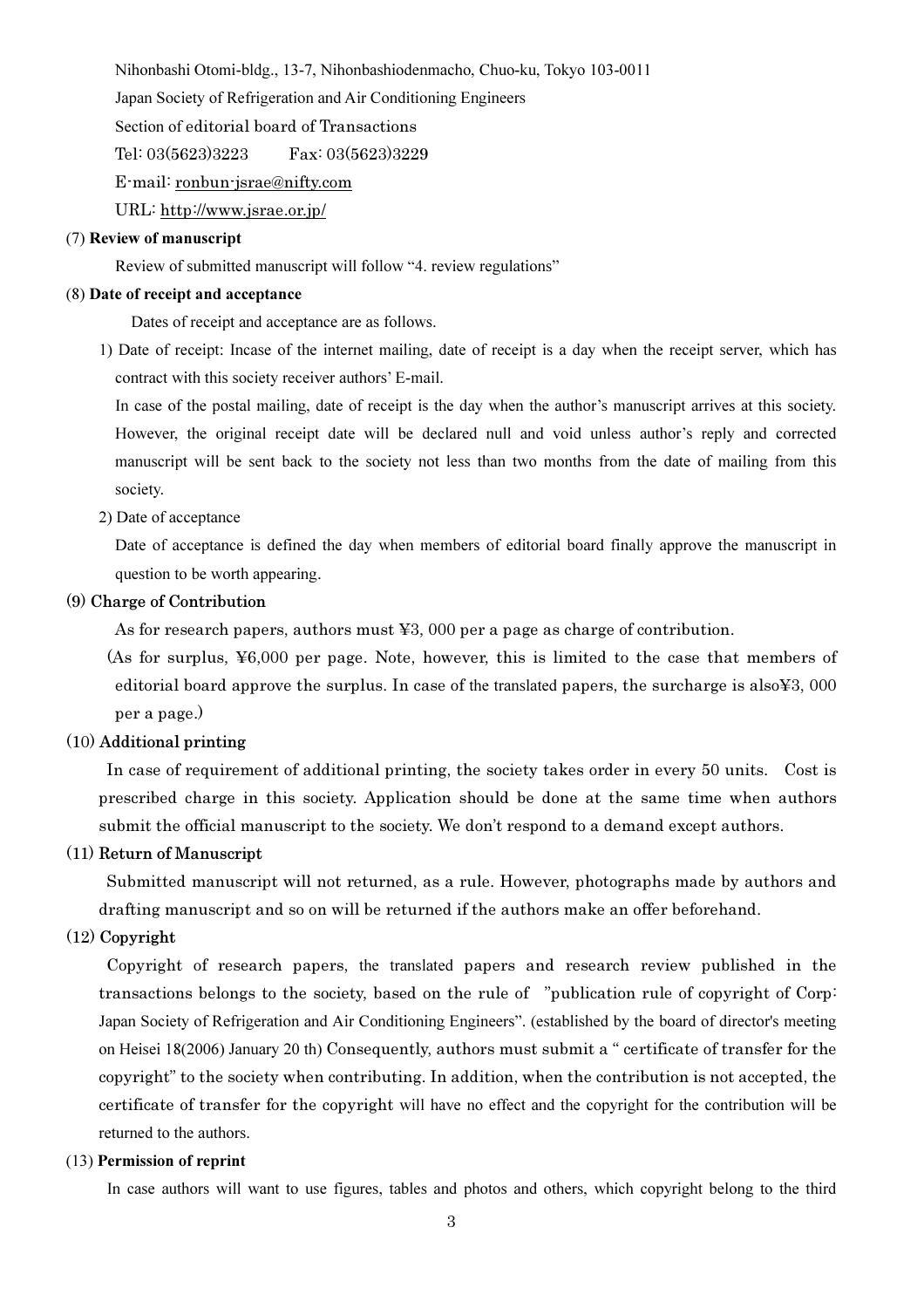Nihonbashi Otomi-bldg., 13-7, Nihonbashiodenmacho, Chuo-ku, Tokyo 103-0011

Japan Society of Refrigeration and Air Conditioning Engineers

Section of editorial board of Transactions

Tel: 03(5623)3223　　Fax: 03(5623)3229

E-mail: ronbun-jsrae@nifty.com

URL: http://www.jsrae.or.jp/

(7) **Review of manuscript**

Review of submitted manuscript will follow “4. review regulations”

(8) **Date of receipt and acceptance**

Dates of receipt and acceptance are as follows.

1) Date of receipt: Incase of the internet mailing, date of receipt is a day when the receipt server, which has contract with this society receiver authors’ E-mail.

In case of the postal mailing, date of receipt is the day when the author’s manuscript arrives at this society. However, the original receipt date will be declared null and void unless author’s reply and corrected manuscript will be sent back to the society not less than two months from the date of mailing from this society.

2) Date of acceptance

Date of acceptance is defined the day when members of editorial board finally approve the manuscript in question to be worth appearing.

(9) **Charge of Contribution**

As for research papers, authors must ¥3, 000 per a page as charge of contribution.

(As for surplus, ¥6,000 per page. Note, however, this is limited to the case that members of editorial board approve the surplus. In case of the translated papers, the surcharge is also¥3, 000 per a page.)

(10) **Additional printing**

In case of requirement of additional printing, the society takes order in every 50 units.　Cost is prescribed charge in this society. Application should be done at the same time when authors submit the official manuscript to the society. We don’t respond to a demand except authors.

(11) **Return of Manuscript**

Submitted manuscript will not returned, as a rule. However, photographs made by authors and drafting manuscript and so on will be returned if the authors make an offer beforehand.

(12) **Copyright**

Copyright of research papers, the translated papers and research review published in the transactions belongs to the society, based on the rule of　”publication rule of copyright of Corp: Japan Society of Refrigeration and Air Conditioning Engineers”. (established by the board of director's meeting on Heisei 18(2006) January 20 th) Consequently, authors must submit a “ certificate of transfer for the copyright” to the society when contributing. In addition, when the contribution is not accepted, the certificate of transfer for the copyright will have no effect and the copyright for the contribution will be returned to the authors.

(13) **Permission of reprint**

In case authors will want to use figures, tables and photos and others, which copyright belong to the third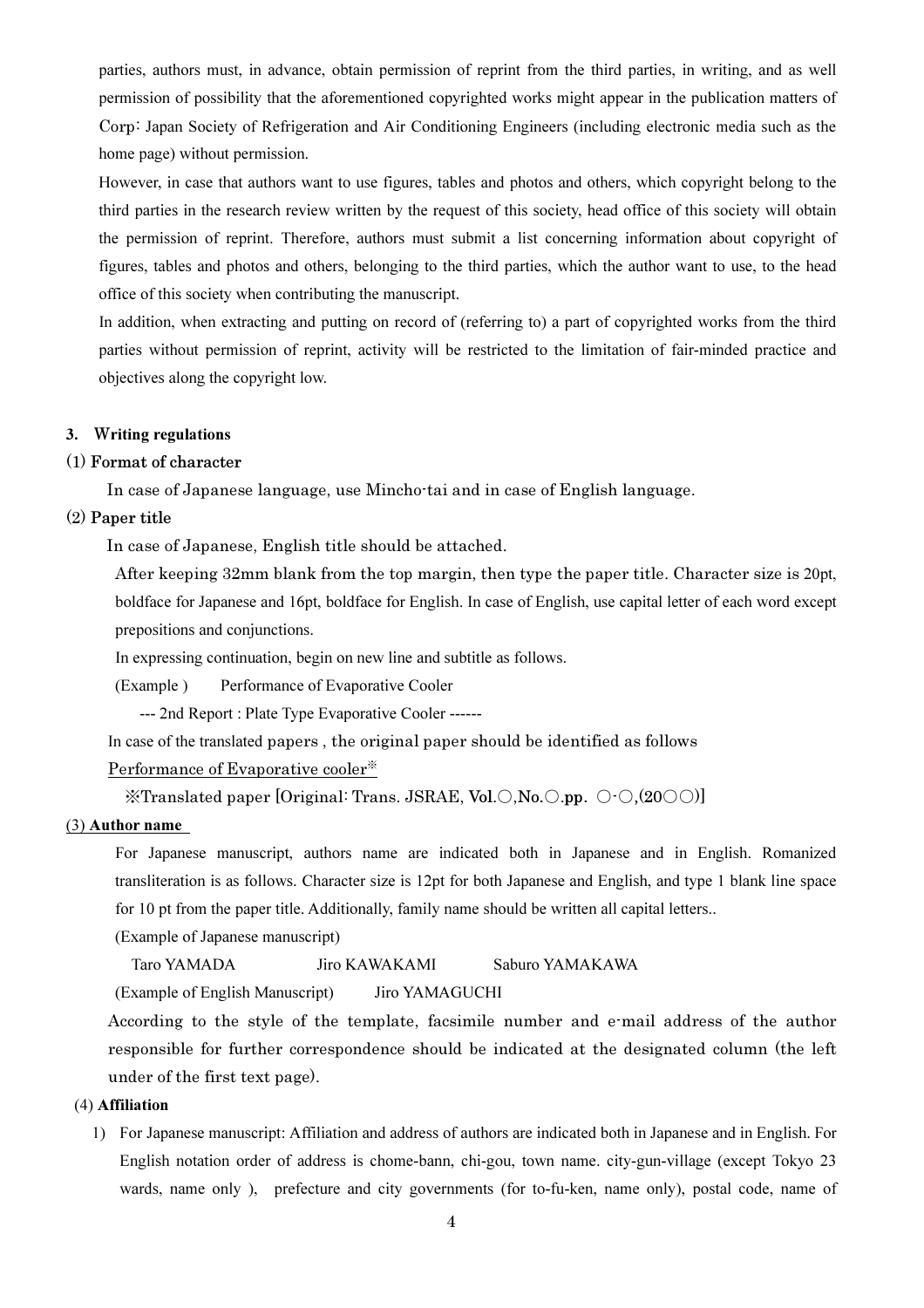parties, authors must, in advance, obtain permission of reprint from the third parties, in writing, and as well permission of possibility that the aforementioned copyrighted works might appear in the publication matters of Corp: Japan Society of Refrigeration and Air Conditioning Engineers (including electronic media such as the home page) without permission.

However, in case that authors want to use figures, tables and photos and others, which copyright belong to the third parties in the research review written by the request of this society, head office of this society will obtain the permission of reprint. Therefore, authors must submit a list concerning information about copyright of figures, tables and photos and others, belonging to the third parties, which the author want to use, to the head office of this society when contributing the manuscript.

In addition, when extracting and putting on record of (referring to) a part of copyrighted works from the third parties without permission of reprint, activity will be restricted to the limitation of fair-minded practice and objectives along the copyright low.

## 3. Writing regulations

### (1) Format of character

In case of Japanese language, use Mincho-tai and in case of English language.

### (2) Paper title

In case of Japanese, English title should be attached.

After keeping 32mm blank from the top margin, then type the paper title. Character size is 20pt, boldface for Japanese and 16pt, boldface for English. In case of English, use capital letter of each word except prepositions and conjunctions.

In expressing continuation, begin on new line and subtitle as follows.

(Example ) Performance of Evaporative Cooler

--- 2nd Report : Plate Type Evaporative Cooler ------

In case of the translated papers , the original paper should be identified as follows

Performance of Evaporative cooler※

※Translated paper [Original: Trans. JSRAE, **Vol.**○,**No.**○.**pp.** ○-○,(**20**○○)]

### (3) Author name

For Japanese manuscript, authors name are indicated both in Japanese and in English. Romanized transliteration is as follows. Character size is 12pt for both Japanese and English, and type 1 blank line space for 10 pt from the paper title. Additionally, family name should be written all capital letters..

(Example of Japanese manuscript)

Taro YAMADA　　Jiro KAWAKAMI　　Saburo YAMAKAWA

(Example of English Manuscript)　　Jiro YAMAGUCHI

According to the style of the template, facsimile number and e-mail address of the author responsible for further correspondence should be indicated at the designated column (the left under of the first text page).

### (4) Affiliation

1) For Japanese manuscript: Affiliation and address of authors are indicated both in Japanese and in English. For English notation order of address is chome-bann, chi-gou, town name. city-gun-village (except Tokyo 23 wards, name only ), prefecture and city governments (for to-fu-ken, name only), postal code, name of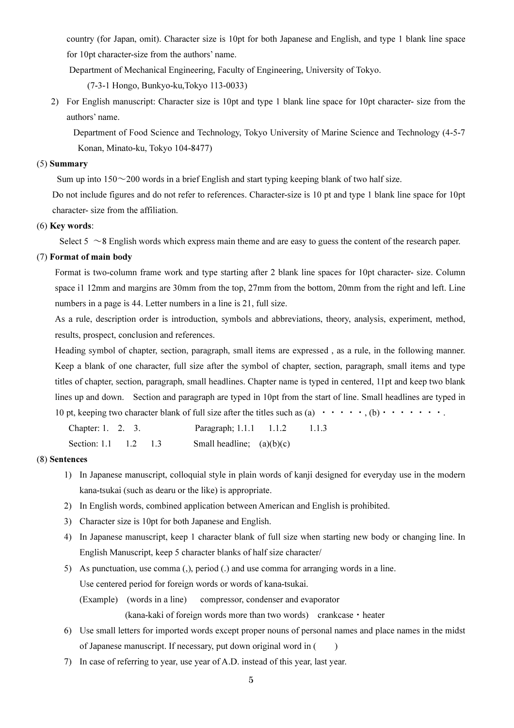country (for Japan, omit). Character size is 10pt for both Japanese and English, and type 1 blank line space for 10pt character-size from the authors' name.

Department of Mechanical Engineering, Faculty of Engineering, University of Tokyo.

(7-3-1 Hongo, Bunkyo-ku,Tokyo 113-0033)

2) For English manuscript: Character size is 10pt and type 1 blank line space for 10pt character- size from the authors' name.

Department of Food Science and Technology, Tokyo University of Marine Science and Technology (4-5-7 Konan, Minato-ku, Tokyo 104-8477)

(5) **Summary**

Sum up into 150～200 words in a brief English and start typing keeping blank of two half size.

Do not include figures and do not refer to references. Character-size is 10 pt and type 1 blank line space for 10pt character- size from the affiliation.

(6) **Key words**:

Select 5 ～8 English words which express main theme and are easy to guess the content of the research paper.

(7) **Format of main body**

Format is two-column frame work and type starting after 2 blank line spaces for 10pt character- size. Column space i1 12mm and margins are 30mm from the top, 27mm from the bottom, 20mm from the right and left. Line numbers in a page is 44. Letter numbers in a line is 21, full size.

As a rule, description order is introduction, symbols and abbreviations, theory, analysis, experiment, method, results, prospect, conclusion and references.

Heading symbol of chapter, section, paragraph, small items are expressed , as a rule, in the following manner. Keep a blank of one character, full size after the symbol of chapter, section, paragraph, small items and type titles of chapter, section, paragraph, small headlines. Chapter name is typed in centered, 11pt and keep two blank lines up and down. Section and paragraph are typed in 10pt from the start of line. Small headlines are typed in 10 pt, keeping two character blank of full size after the titles such as (a) ・・・・・, (b)・・・・・・・.

Chapter: 1. 2. 3. Paragraph; 1.1.1 1.1.2 1.1.3

Section: 1.1 1.2 1.3 Small headline; (a)(b)(c)

(8) **Sentences**

1) In Japanese manuscript, colloquial style in plain words of kanji designed for everyday use in the modern kana-tsukai (such as dearu or the like) is appropriate.
2) In English words, combined application between American and English is prohibited.
3) Character size is 10pt for both Japanese and English.
4) In Japanese manuscript, keep 1 character blank of full size when starting new body or changing line. In English Manuscript, keep 5 character blanks of half size character/
5) As punctuation, use comma (,), period (.) and use comma for arranging words in a line.
   Use centered period for foreign words or words of kana-tsukai.
   (Example) (words in a line) compressor, condenser and evaporator
   (kana-kaki of foreign words more than two words) crankcase・heater
6) Use small letters for imported words except proper nouns of personal names and place names in the midst of Japanese manuscript. If necessary, put down original word in ( )
7) In case of referring to year, use year of A.D. instead of this year, last year.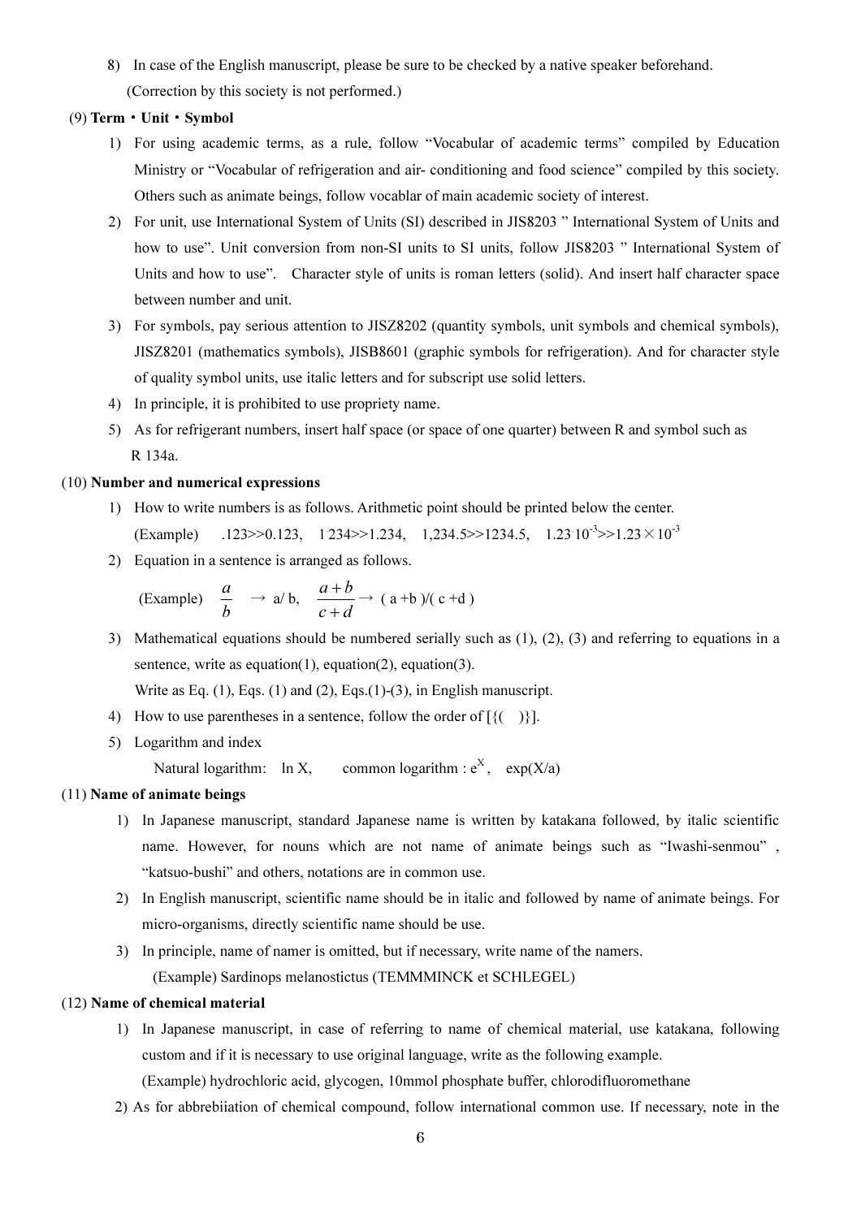8) In case of the English manuscript, please be sure to be checked by a native speaker beforehand. (Correction by this society is not performed.)

(9) **Term・Unit・Symbol**

1) For using academic terms, as a rule, follow "Vocabular of academic terms" compiled by Education Ministry or "Vocabular of refrigeration and air- conditioning and food science" compiled by this society. Others such as animate beings, follow vocablar of main academic society of interest.
2) For unit, use International System of Units (SI) described in JIS8203 " International System of Units and how to use". Unit conversion from non-SI units to SI units, follow JIS8203 " International System of Units and how to use". Character style of units is roman letters (solid). And insert half character space between number and unit.
3) For symbols, pay serious attention to JISZ8202 (quantity symbols, unit symbols and chemical symbols), JISZ8201 (mathematics symbols), JISB8601 (graphic symbols for refrigeration). And for character style of quality symbol units, use italic letters and for subscript use solid letters.
4) In principle, it is prohibited to use propriety name.
5) As for refrigerant numbers, insert half space (or space of one quarter) between R and symbol such as R 134a.

(10) **Number and numerical expressions**

1) How to write numbers is as follows. Arithmetic point should be printed below the center.
   (Example) .123>>0.123, 1·234>>1.234, 1,234.5>>1234.5, $1.23{\cdot}10^{-3}$>>$1.23\times10^{-3}$
2) Equation in a sentence is arranged as follows.
   (Example) $\dfrac{a}{b}$ → a/ b, $\dfrac{a+b}{c+d}$ → ( a +b )/( c +d )
3) Mathematical equations should be numbered serially such as (1), (2), (3) and referring to equations in a sentence, write as equation(1), equation(2), equation(3).
   Write as Eq. (1), Eqs. (1) and (2), Eqs.(1)-(3), in English manuscript.
4) How to use parentheses in a sentence, follow the order of [{( )}].
5) Logarithm and index
   Natural logarithm: ln X, common logarithm : $e^{X}$, exp(X/a)

(11) **Name of animate beings**

1) In Japanese manuscript, standard Japanese name is written by katakana followed, by italic scientific name. However, for nouns which are not name of animate beings such as "Iwashi-senmou" , "katsuo-bushi" and others, notations are in common use.
2) In English manuscript, scientific name should be in italic and followed by name of animate beings. For micro-organisms, directly scientific name should be use.
3) In principle, name of namer is omitted, but if necessary, write name of the namers.
   (Example) Sardinops melanostictus (TEMMMINCK et SCHLEGEL)

(12) **Name of chemical material**

1) In Japanese manuscript, in case of referring to name of chemical material, use katakana, following custom and if it is necessary to use original language, write as the following example.
   (Example) hydrochloric acid, glycogen, 10mmol phosphate buffer, chlorodifluoromethane
2) As for abbrebiiation of chemical compound, follow international common use. If necessary, note in the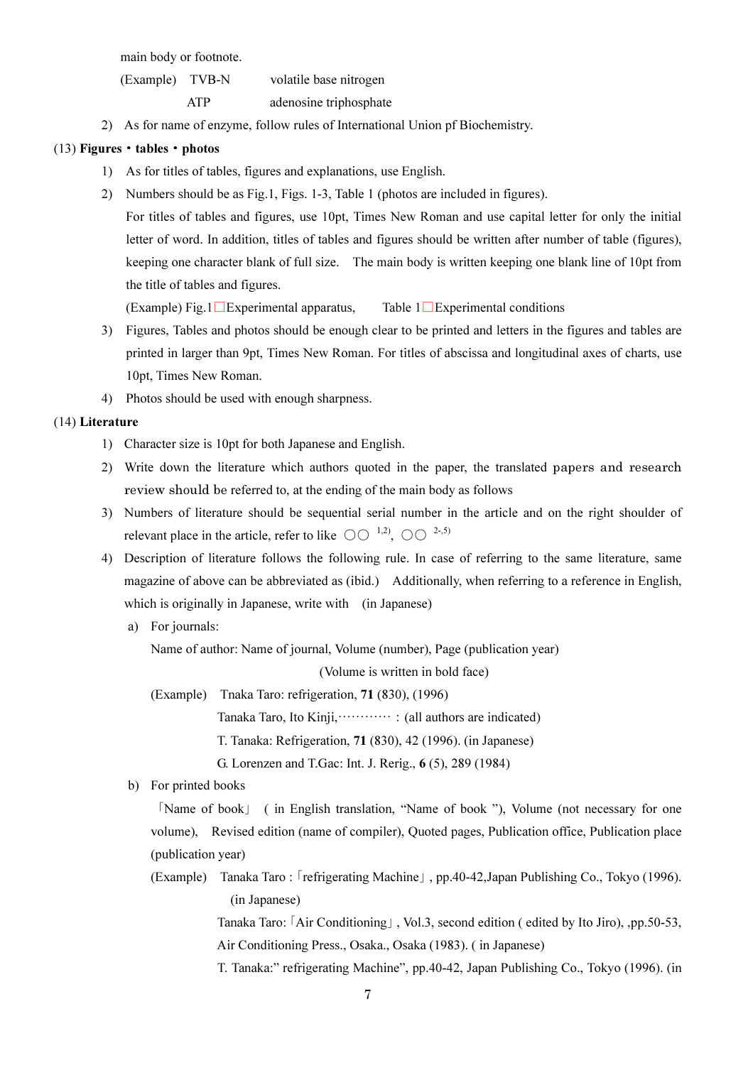main body or footnote.

(Example) TVB-N volatile base nitrogen

ATP adenosine triphosphate

2) As for name of enzyme, follow rules of International Union pf Biochemistry.

(13) **Figures・tables・photos**

1) As for titles of tables, figures and explanations, use English.

2) Numbers should be as Fig.1, Figs. 1-3, Table 1 (photos are included in figures).

For titles of tables and figures, use 10pt, Times New Roman and use capital letter for only the initial letter of word. In addition, titles of tables and figures should be written after number of table (figures), keeping one character blank of full size. The main body is written keeping one blank line of 10pt from the title of tables and figures.

(Example) Fig.1□Experimental apparatus, Table 1□Experimental conditions

3) Figures, Tables and photos should be enough clear to be printed and letters in the figures and tables are printed in larger than 9pt, Times New Roman. For titles of abscissa and longitudinal axes of charts, use 10pt, Times New Roman.

4) Photos should be used with enough sharpness.

(14) **Literature**

1) Character size is 10pt for both Japanese and English.

2) Write down the literature which authors quoted in the paper, the translated papers and research review should be referred to, at the ending of the main body as follows

3) Numbers of literature should be sequential serial number in the article and on the right shoulder of relevant place in the article, refer to like ○○ [1,2], ○○ [2-,5)]

4) Description of literature follows the following rule. In case of referring to the same literature, same magazine of above can be abbreviated as (ibid.) Additionally, when referring to a reference in English, which is originally in Japanese, write with (in Japanese)

a) For journals:

Name of author: Name of journal, Volume (number), Page (publication year)

(Volume is written in bold face)

(Example) Tnaka Taro: refrigeration, **71** (830), (1996)

Tanaka Taro, Ito Kinji,………… : (all authors are indicated)

T. Tanaka: Refrigeration, **71** (830), 42 (1996). (in Japanese)

G. Lorenzen and T.Gac: Int. J. Rerig., **6** (5), 289 (1984)

b) For printed books

「Name of book」 ( in English translation, "Name of book "), Volume (not necessary for one volume), Revised edition (name of compiler), Quoted pages, Publication office, Publication place (publication year)

(Example) Tanaka Taro :「refrigerating Machine」, pp.40-42,Japan Publishing Co., Tokyo (1996). (in Japanese)

Tanaka Taro:「Air Conditioning」, Vol.3, second edition ( edited by Ito Jiro), ,pp.50-53, Air Conditioning Press., Osaka., Osaka (1983). ( in Japanese)

T. Tanaka:" refrigerating Machine", pp.40-42, Japan Publishing Co., Tokyo (1996). (in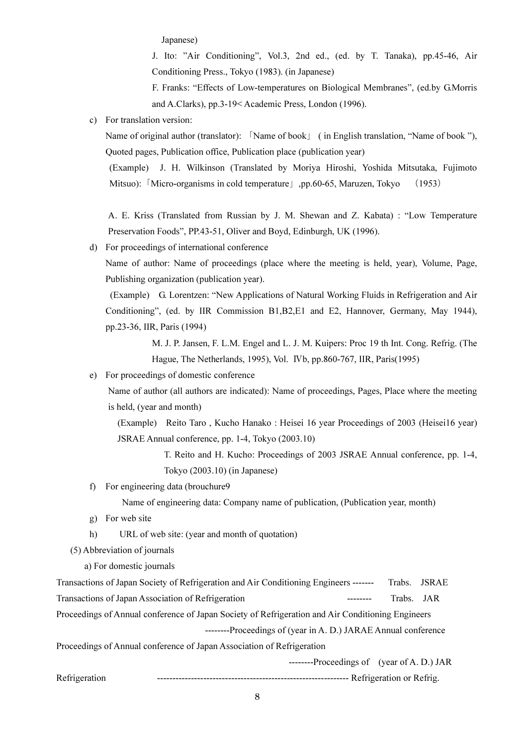Japanese)

J. Ito: "Air Conditioning", Vol.3, 2nd ed., (ed. by T. Tanaka), pp.45-46, Air Conditioning Press., Tokyo (1983). (in Japanese)

F. Franks: "Effects of Low-temperatures on Biological Membranes", (ed.by G.Morris and A.Clarks), pp.3-19< Academic Press, London (1996).

c) For translation version:

Name of original author (translator): 「Name of book」 ( in English translation, "Name of book "), Quoted pages, Publication office, Publication place (publication year)

(Example) J. H. Wilkinson (Translated by Moriya Hiroshi, Yoshida Mitsutaka, Fujimoto Mitsuo):「Micro-organisms in cold temperature」,pp.60-65, Maruzen, Tokyo （1953）

A. E. Kriss (Translated from Russian by J. M. Shewan and Z. Kabata) : "Low Temperature Preservation Foods", PP.43-51, Oliver and Boyd, Edinburgh, UK (1996).

d) For proceedings of international conference

Name of author: Name of proceedings (place where the meeting is held, year), Volume, Page, Publishing organization (publication year).

(Example) G. Lorentzen: "New Applications of Natural Working Fluids in Refrigeration and Air Conditioning", (ed. by IIR Commission B1,B2,E1 and E2, Hannover, Germany, May 1944), pp.23-36, IIR, Paris (1994)

M. J. P. Jansen, F. L.M. Engel and L. J. M. Kuipers: Proc 19 th Int. Cong. Refrig. (The Hague, The Netherlands, 1995), Vol. Ⅳb, pp.860-767, IIR, Paris(1995)

e) For proceedings of domestic conference

Name of author (all authors are indicated): Name of proceedings, Pages, Place where the meeting is held, (year and month)

(Example) Reito Taro , Kucho Hanako : Heisei 16 year Proceedings of 2003 (Heisei16 year) JSRAE Annual conference, pp. 1-4, Tokyo (2003.10)

T. Reito and H. Kucho: Proceedings of 2003 JSRAE Annual conference, pp. 1-4, Tokyo (2003.10) (in Japanese)

f) For engineering data (brouchure9

Name of engineering data: Company name of publication, (Publication year, month)

g) For web site

h) URL of web site: (year and month of quotation)

(5) Abbreviation of journals

a) For domestic journals

Transactions of Japan Society of Refrigeration and Air Conditioning Engineers ------- Trabs. JSRAE

Transactions of Japan Association of Refrigeration -------- Trabs. JAR

Proceedings of Annual conference of Japan Society of Refrigeration and Air Conditioning Engineers --------Proceedings of (year in A. D.) JARAE Annual conference

Proceedings of Annual conference of Japan Association of Refrigeration --------Proceedings of (year of A. D.) JAR

Refrigeration ------------------------------------------------------------- Refrigeration or Refrig.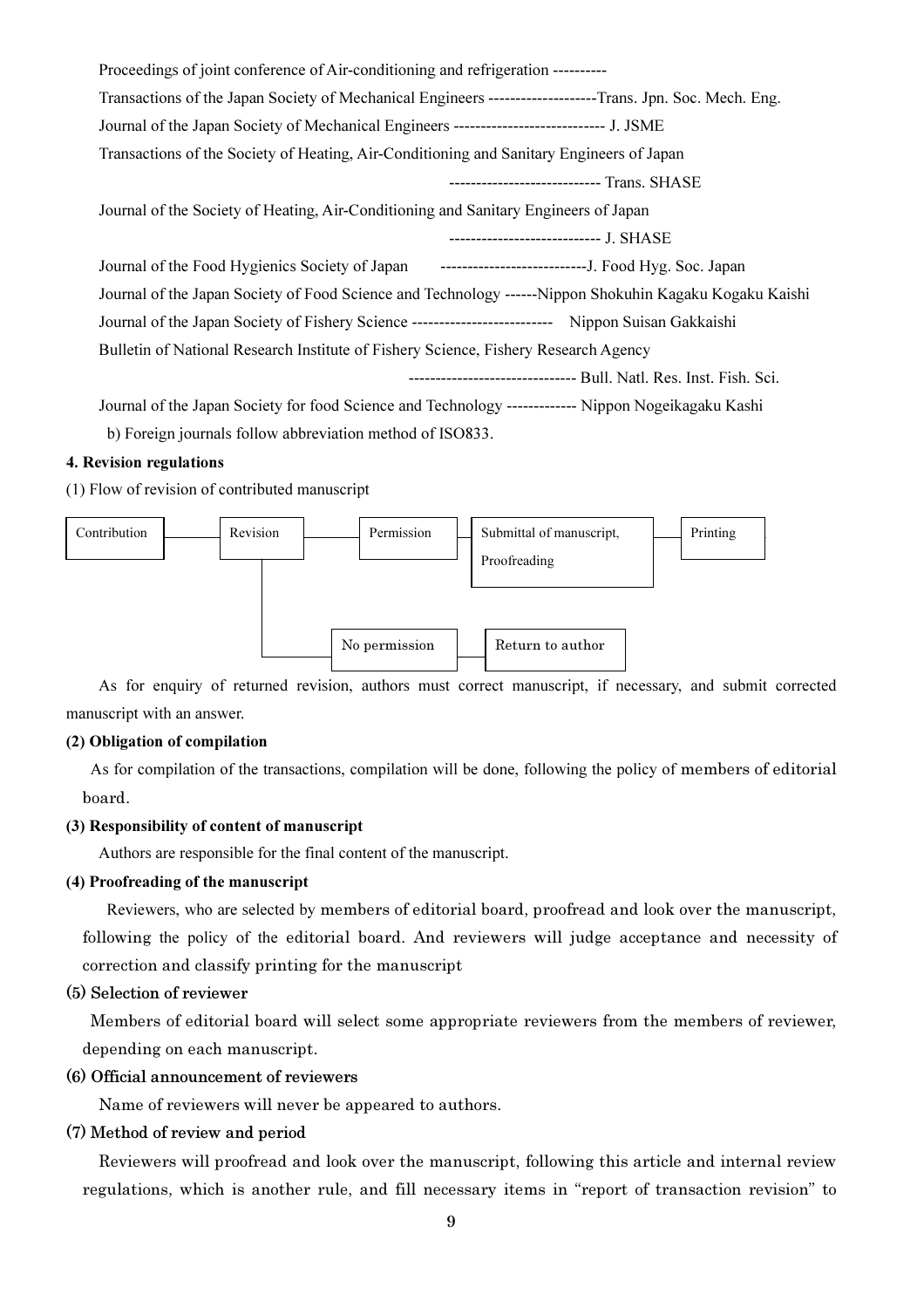Proceedings of joint conference of Air-conditioning and refrigeration ----------

Transactions of the Japan Society of Mechanical Engineers --------------------Trans. Jpn. Soc. Mech. Eng.

Journal of the Japan Society of Mechanical Engineers ---------------------------- J. JSME

Transactions of the Society of Heating, Air-Conditioning and Sanitary Engineers of Japan

---------------------------- Trans. SHASE

Journal of the Society of Heating, Air-Conditioning and Sanitary Engineers of Japan

---------------------------- J. SHASE

Journal of the Food Hygienics Society of Japan ---------------------------J. Food Hyg. Soc. Japan

Journal of the Japan Society of Food Science and Technology ------Nippon Shokuhin Kagaku Kogaku Kaishi

Journal of the Japan Society of Fishery Science -------------------------- Nippon Suisan Gakkaishi

Bulletin of National Research Institute of Fishery Science, Fishery Research Agency

------------------------------- Bull. Natl. Res. Inst. Fish. Sci.

Journal of the Japan Society for food Science and Technology ------------- Nippon Nogeikagaku Kashi

b) Foreign journals follow abbreviation method of ISO833.

**4. Revision regulations**

(1) Flow of revision of contributed manuscript

Contribution — Revision — Permission — Submittal of manuscript, Proofreading — Printing

Revision — No permission — Return to author

As for enquiry of returned revision, authors must correct manuscript, if necessary, and submit corrected manuscript with an answer.

**(2) Obligation of compilation**

As for compilation of the transactions, compilation will be done, following the policy of members of editorial board.

**(3) Responsibility of content of manuscript**

Authors are responsible for the final content of the manuscript.

**(4) Proofreading of the manuscript**

Reviewers, who are selected by members of editorial board, proofread and look over the manuscript, following the policy of the editorial board. And reviewers will judge acceptance and necessity of correction and classify printing for the manuscript

**(5) Selection of reviewer**

Members of editorial board will select some appropriate reviewers from the members of reviewer, depending on each manuscript.

**(6) Official announcement of reviewers**

Name of reviewers will never be appeared to authors.

**(7) Method of review and period**

Reviewers will proofread and look over the manuscript, following this article and internal review regulations, which is another rule, and fill necessary items in "report of transaction revision" to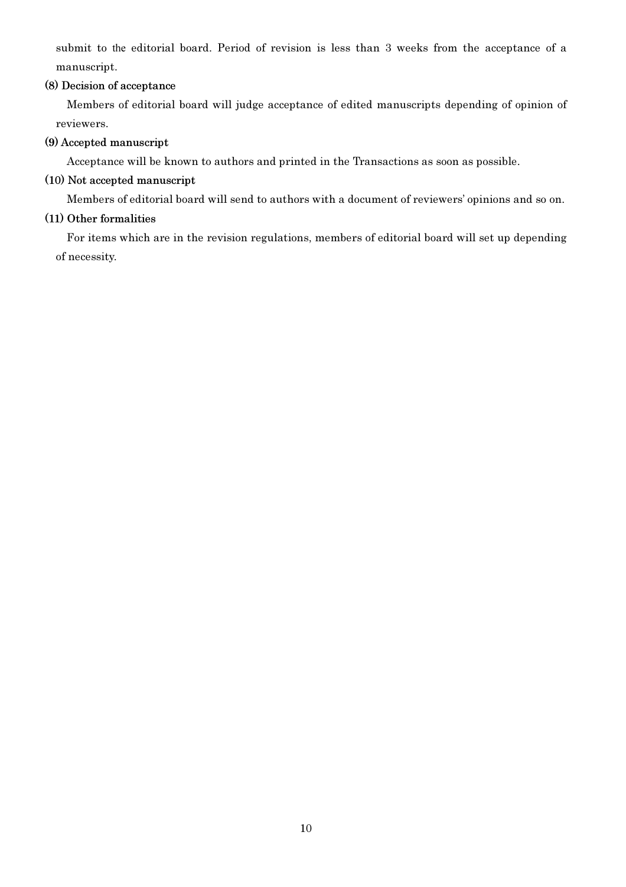submit to the editorial board. Period of revision is less than 3 weeks from the acceptance of a manuscript.

**(8) Decision of acceptance**

Members of editorial board will judge acceptance of edited manuscripts depending of opinion of reviewers.

**(9) Accepted manuscript**

Acceptance will be known to authors and printed in the Transactions as soon as possible.

**(10) Not accepted manuscript**

Members of editorial board will send to authors with a document of reviewers' opinions and so on.

**(11) Other formalities**

For items which are in the revision regulations, members of editorial board will set up depending of necessity.